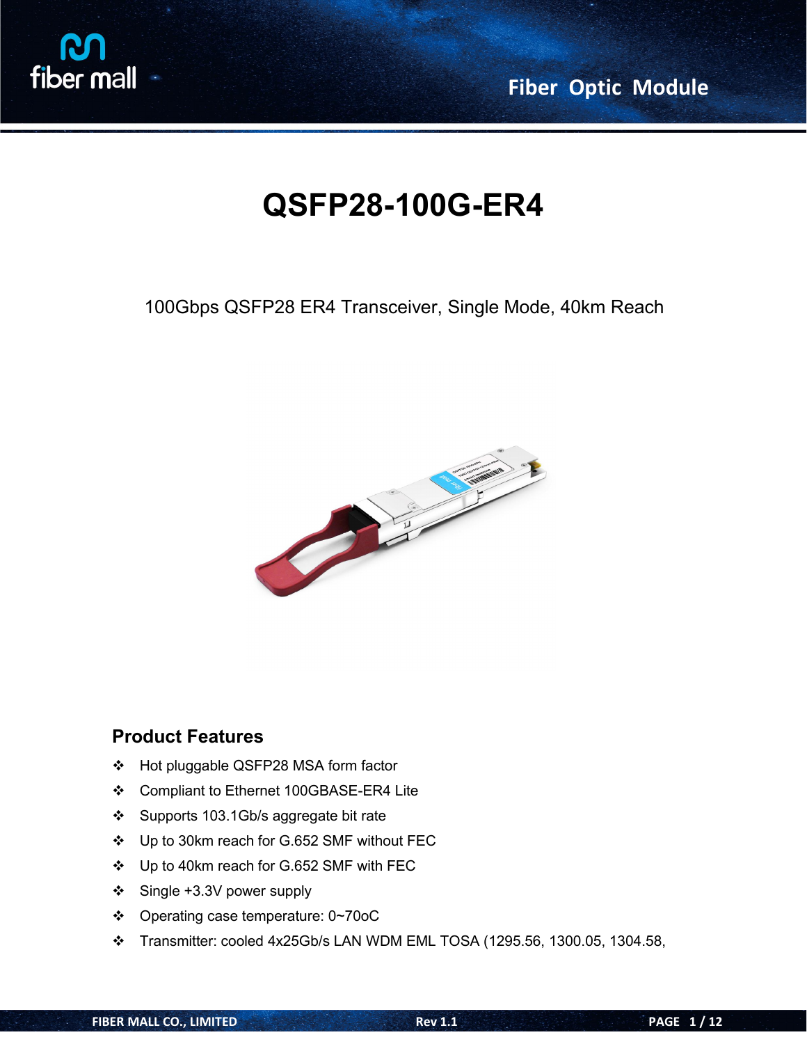# QSFP28-100G-ER4

100Gbps QSFP28 ER4 Transceiver, Single Mode, 40km Reach

## Product Features

- Hot pluggable QSFP28 MSA form factor
- Compliant to Ethernet 100GBASE-ER4 Lite
- Supports 103.1Gb/s aggregate bit rate
- Up to 30km reach for G.652 SMF without FEC
- Up to 40km reach for G.652 SMF with FEC
- Single +3.3V power supply
- Operating case temperature: 0~70oC
- Transmitter: cooled 4x25Gb/s LAN WDM EML TOSA (1295.56, 1300.05, 1304.58,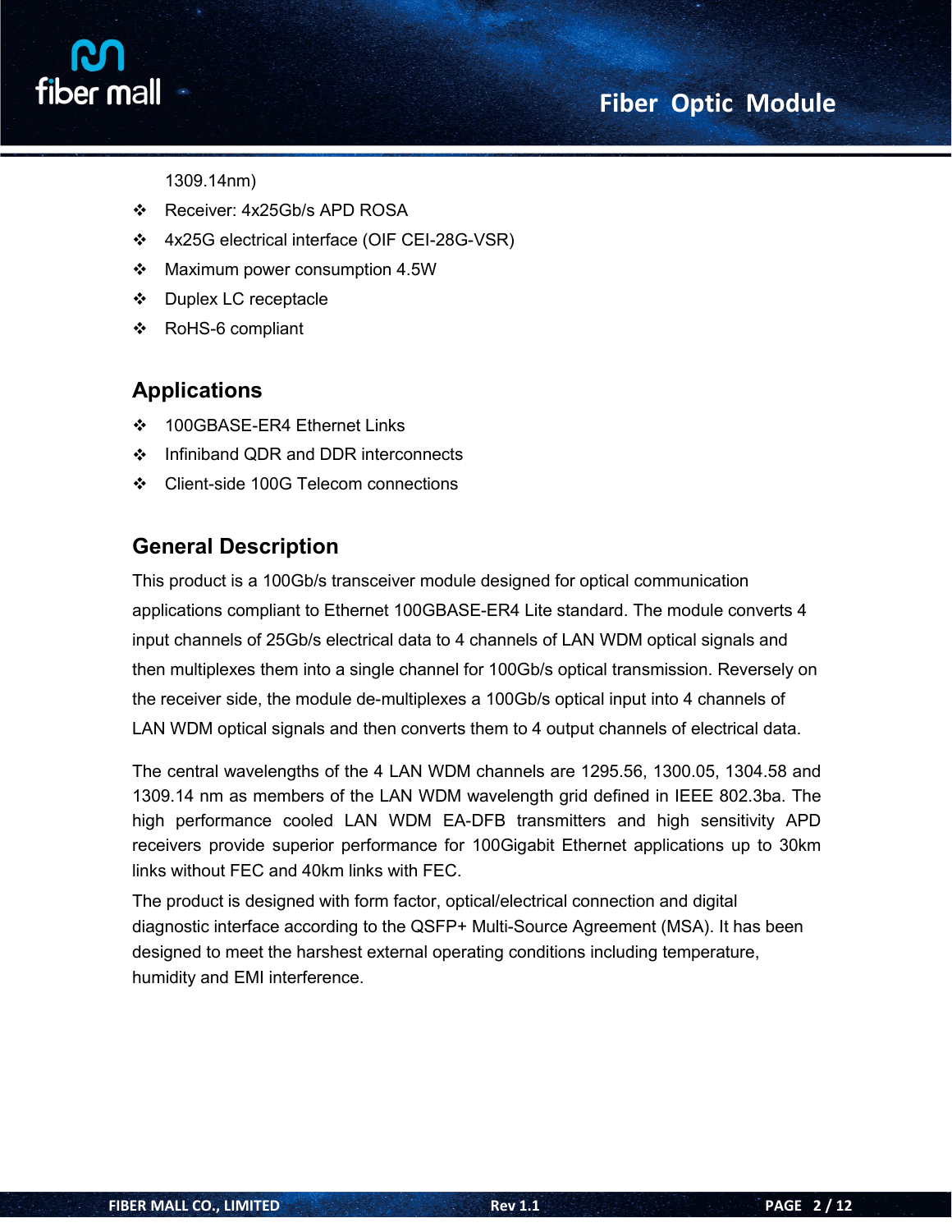1309.14nm)

- Receiver: 4x25Gb/s APD ROSA
- 4x25G electrical interface (OIF CEI-28G-VSR)
- Maximum power consumption 4.5W
- Duplex LC receptacle
- RoHS-6 compliant

## Applications

- 100GBASE-ER4 Ethernet Links
- Infiniband QDR and DDR interconnects
- Client-side 100G Telecom connections

## General Description

This product is a 100Gb/s transceiver module designed for optical communication applications compliant to Ethernet 100GBASE-ER4 Lite standard. The module converts 4 input channels of 25Gb/s electrical data to 4 channels of LAN WDM optical signals and then multiplexes them into a single channel for 100Gb/s optical transmission. Reversely on the receiver side, the module de-multiplexes a 100Gb/s optical input into 4 channels of LAN WDM optical signals and then converts them to 4 output channels of electrical data.

The central wavelengths of the 4 LAN WDM channels are 1295.56, 1300.05, 1304.58 and 1309.14 nm as members of the LAN WDM wavelength grid defined in IEEE 802.3ba. The high performance cooled LAN WDM EA-DFB transmitters and high sensitivity APD receivers provide superior performance for 100Gigabit Ethernet applications up to 30km links without FEC and 40km links with FEC.

The product is designed with form factor, optical/electrical connection and digital diagnostic interface according to the QSFP+ Multi-Source Agreement (MSA). It has been designed to meet the harshest external operating conditions including temperature, humidity and EMI interference.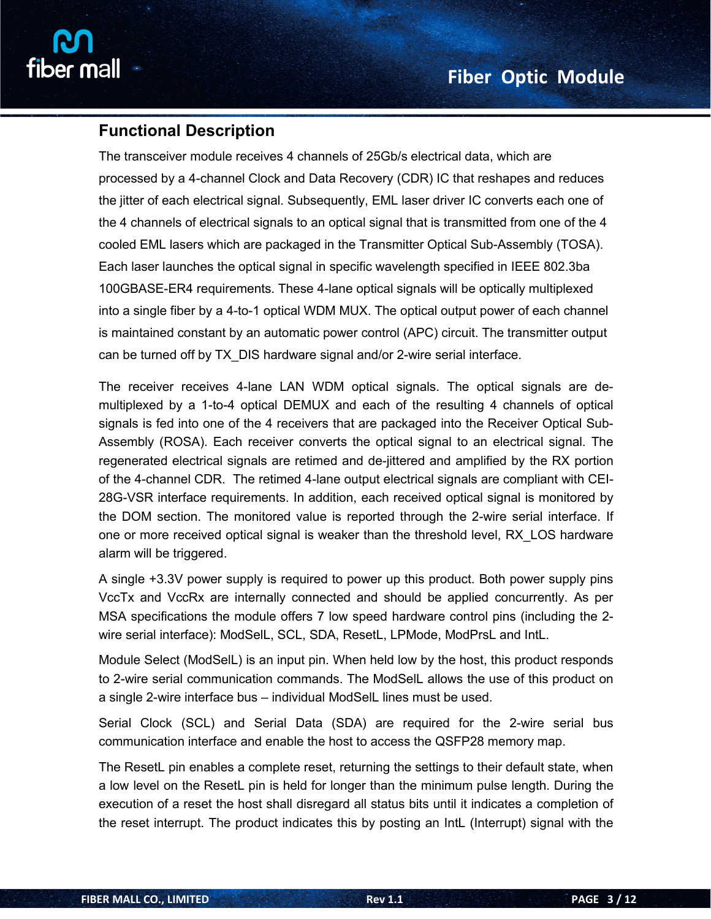## Functional Description

The transceiver module receives 4 channels of 25Gb/s electrical data, which are processed by a 4-channel Clock and Data Recovery (CDR) IC that reshapes and reduces the jitter of each electrical signal. Subsequently, EML laser driver IC converts each one of the 4 channels of electrical signals to an optical signal that is transmitted from one of the 4 cooled EML lasers which are packaged in the Transmitter Optical Sub-Assembly (TOSA). Each laser launches the optical signal in specific wavelength specified in IEEE 802.3ba 100GBASE-ER4 requirements. These 4-lane optical signals will be optically multiplexed into a single fiber by a 4-to-1 optical WDM MUX. The optical output power of each channel is maintained constant by an automatic power control (APC) circuit. The transmitter output can be turned off by TX_DIS hardware signal and/or 2-wire serial interface.

The receiver receives 4-lane LAN WDM optical signals. The optical signals are de-multiplexed by a 1-to-4 optical DEMUX and each of the resulting 4 channels of optical signals is fed into one of the 4 receivers that are packaged into the Receiver Optical Sub-Assembly (ROSA). Each receiver converts the optical signal to an electrical signal. The regenerated electrical signals are retimed and de-jittered and amplified by the RX portion of the 4-channel CDR. The retimed 4-lane output electrical signals are compliant with CEI-28G-VSR interface requirements. In addition, each received optical signal is monitored by the DOM section. The monitored value is reported through the 2-wire serial interface. If one or more received optical signal is weaker than the threshold level, RX_LOS hardware alarm will be triggered.

A single +3.3V power supply is required to power up this product. Both power supply pins VccTx and VccRx are internally connected and should be applied concurrently. As per MSA specifications the module offers 7 low speed hardware control pins (including the 2-wire serial interface): ModSelL, SCL, SDA, ResetL, LPMode, ModPrsL and IntL.

Module Select (ModSelL) is an input pin. When held low by the host, this product responds to 2-wire serial communication commands. The ModSelL allows the use of this product on a single 2-wire interface bus – individual ModSelL lines must be used.

Serial Clock (SCL) and Serial Data (SDA) are required for the 2-wire serial bus communication interface and enable the host to access the QSFP28 memory map.

The ResetL pin enables a complete reset, returning the settings to their default state, when a low level on the ResetL pin is held for longer than the minimum pulse length. During the execution of a reset the host shall disregard all status bits until it indicates a completion of the reset interrupt. The product indicates this by posting an IntL (Interrupt) signal with the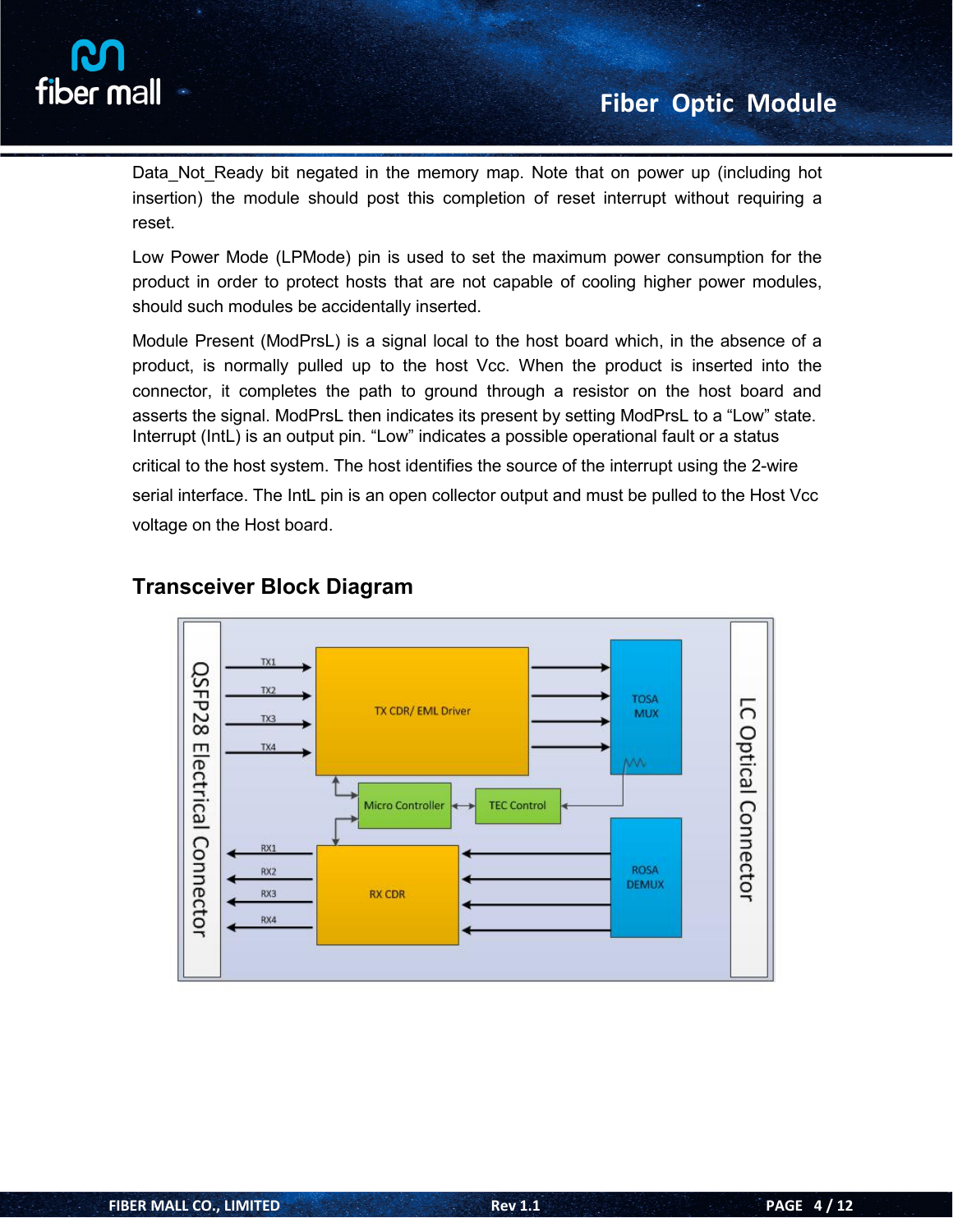Data_Not_Ready bit negated in the memory map. Note that on power up (including hot insertion) the module should post this completion of reset interrupt without requiring a reset.

Low Power Mode (LPMode) pin is used to set the maximum power consumption for the product in order to protect hosts that are not capable of cooling higher power modules, should such modules be accidentally inserted.

Module Present (ModPrsL) is a signal local to the host board which, in the absence of a product, is normally pulled up to the host Vcc. When the product is inserted into the connector, it completes the path to ground through a resistor on the host board and asserts the signal. ModPrsL then indicates its present by setting ModPrsL to a "Low" state. Interrupt (IntL) is an output pin. "Low" indicates a possible operational fault or a status critical to the host system. The host identifies the source of the interrupt using the 2-wire serial interface. The IntL pin is an open collector output and must be pulled to the Host Vcc voltage on the Host board.

## Transceiver Block Diagram

QSFP28 Electrical Connector

TX1 TX2 TX3 TX4

TX CDR/ EML Driver

TOSA MUX

Micro Controller

TEC Control

RX1 RX2 RX3 RX4

RX CDR

ROSA DEMUX

LC Optical Connector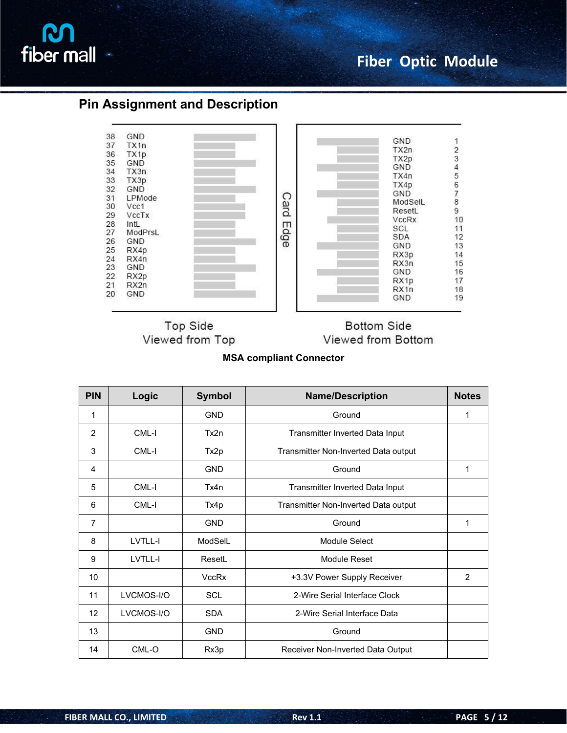## Pin Assignment and Description

| Top Side (Viewed from Top) | | Bottom Side (Viewed from Bottom) | |
|---|---|---|---|
| 38 | GND | GND | 1 |
| 37 | TX1n | TX2n | 2 |
| 36 | TX1p | TX2p | 3 |
| 35 | GND | GND | 4 |
| 34 | TX3n | TX4n | 5 |
| 33 | TX3p | TX4p | 6 |
| 32 | GND | GND | 7 |
| 31 | LPMode | ModSelL | 8 |
| 30 | Vcc1 | ResetL | 9 |
| 29 | VccTx | VccRx | 10 |
| 28 | IntL | SCL | 11 |
| 27 | ModPrsL | SDA | 12 |
| 26 | GND | GND | 13 |
| 25 | RX4p | RX3p | 14 |
| 24 | RX4n | RX3n | 15 |
| 23 | GND | GND | 16 |
| 22 | RX2p | RX1p | 17 |
| 21 | RX2n | RX1n | 18 |
| 20 | GND | GND | 19 |

Card Edge

Top Side
Viewed from Top

Bottom Side
Viewed from Bottom

**MSA compliant Connector**

| PIN | Logic | Symbol | Name/Description | Notes |
|---|---|---|---|---|
| 1 | | GND | Ground | 1 |
| 2 | CML-I | Tx2n | Transmitter Inverted Data Input | |
| 3 | CML-I | Tx2p | Transmitter Non-Inverted Data output | |
| 4 | | GND | Ground | 1 |
| 5 | CML-I | Tx4n | Transmitter Inverted Data Input | |
| 6 | CML-I | Tx4p | Transmitter Non-Inverted Data output | |
| 7 | | GND | Ground | 1 |
| 8 | LVTLL-I | ModSelL | Module Select | |
| 9 | LVTLL-I | ResetL | Module Reset | |
| 10 | | VccRx | +3.3V Power Supply Receiver | 2 |
| 11 | LVCMOS-I/O | SCL | 2-Wire Serial Interface Clock | |
| 12 | LVCMOS-I/O | SDA | 2-Wire Serial Interface Data | |
| 13 | | GND | Ground | |
| 14 | CML-O | Rx3p | Receiver Non-Inverted Data Output | |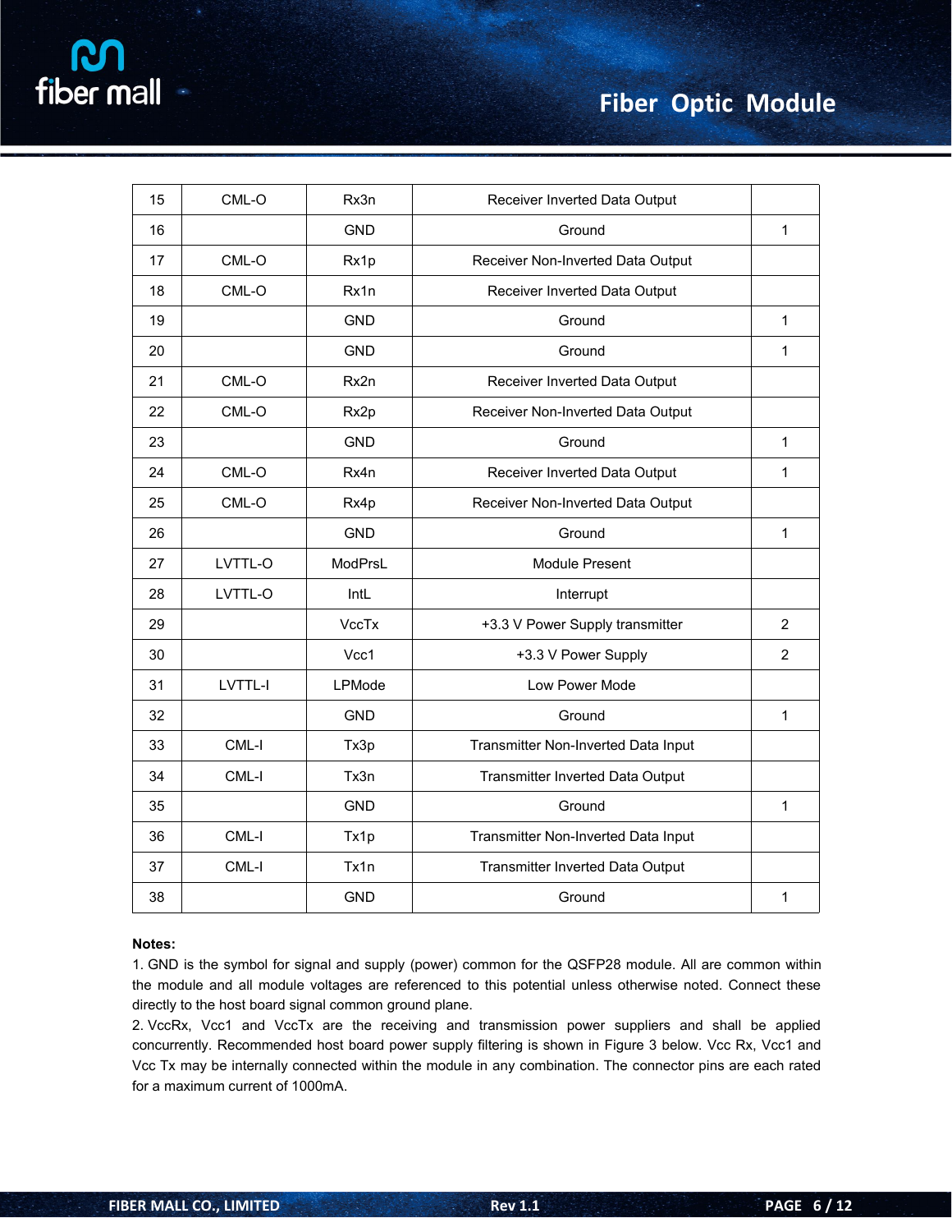| 15 | CML-O | Rx3n | Receiver Inverted Data Output | |
|---|---|---|---|---|
| 16 | | GND | Ground | 1 |
| 17 | CML-O | Rx1p | Receiver Non-Inverted Data Output | |
| 18 | CML-O | Rx1n | Receiver Inverted Data Output | |
| 19 | | GND | Ground | 1 |
| 20 | | GND | Ground | 1 |
| 21 | CML-O | Rx2n | Receiver Inverted Data Output | |
| 22 | CML-O | Rx2p | Receiver Non-Inverted Data Output | |
| 23 | | GND | Ground | 1 |
| 24 | CML-O | Rx4n | Receiver Inverted Data Output | 1 |
| 25 | CML-O | Rx4p | Receiver Non-Inverted Data Output | |
| 26 | | GND | Ground | 1 |
| 27 | LVTTL-O | ModPrsL | Module Present | |
| 28 | LVTTL-O | IntL | Interrupt | |
| 29 | | VccTx | +3.3 V Power Supply transmitter | 2 |
| 30 | | Vcc1 | +3.3 V Power Supply | 2 |
| 31 | LVTTL-I | LPMode | Low Power Mode | |
| 32 | | GND | Ground | 1 |
| 33 | CML-I | Tx3p | Transmitter Non-Inverted Data Input | |
| 34 | CML-I | Tx3n | Transmitter Inverted Data Output | |
| 35 | | GND | Ground | 1 |
| 36 | CML-I | Tx1p | Transmitter Non-Inverted Data Input | |
| 37 | CML-I | Tx1n | Transmitter Inverted Data Output | |
| 38 | | GND | Ground | 1 |

**Notes:**

1. GND is the symbol for signal and supply (power) common for the QSFP28 module. All are common within the module and all module voltages are referenced to this potential unless otherwise noted. Connect these directly to the host board signal common ground plane.
2. VccRx, Vcc1 and VccTx are the receiving and transmission power suppliers and shall be applied concurrently. Recommended host board power supply filtering is shown in Figure 3 below. Vcc Rx, Vcc1 and Vcc Tx may be internally connected within the module in any combination. The connector pins are each rated for a maximum current of 1000mA.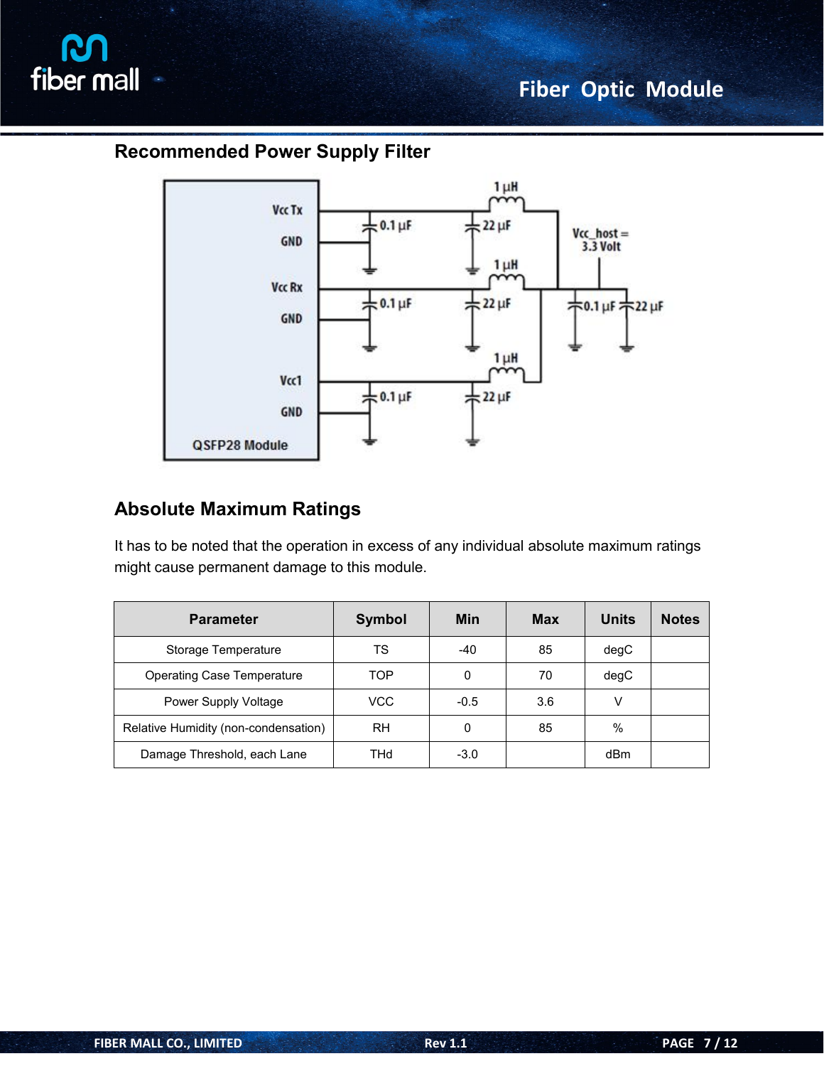## Recommended Power Supply Filter

## Absolute Maximum Ratings

It has to be noted that the operation in excess of any individual absolute maximum ratings might cause permanent damage to this module.

| Parameter | Symbol | Min | Max | Units | Notes |
|---|---|---|---|---|---|
| Storage Temperature | TS | -40 | 85 | degC | |
| Operating Case Temperature | TOP | 0 | 70 | degC | |
| Power Supply Voltage | VCC | -0.5 | 3.6 | V | |
| Relative Humidity (non-condensation) | RH | 0 | 85 | % | |
| Damage Threshold, each Lane | THd | -3.0 | | dBm | |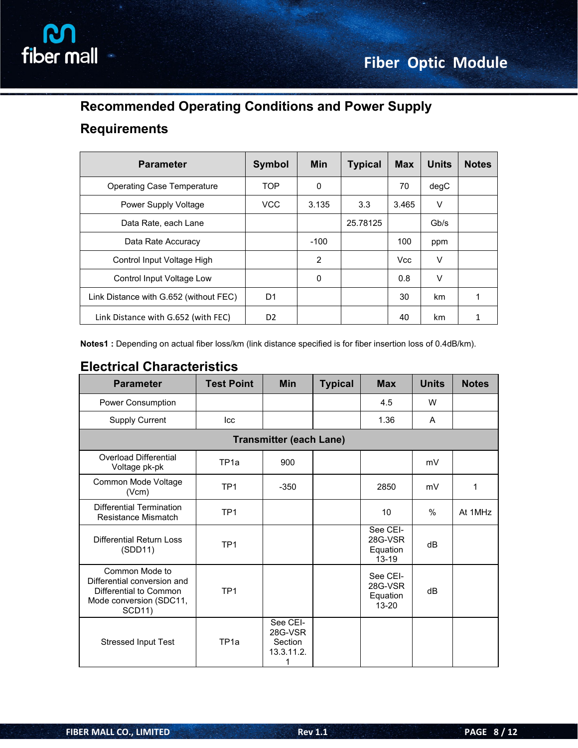## Recommended Operating Conditions and Power Supply Requirements

| Parameter | Symbol | Min | Typical | Max | Units | Notes |
|---|---|---|---|---|---|---|
| Operating Case Temperature | TOP | 0 | | 70 | degC | |
| Power Supply Voltage | VCC | 3.135 | 3.3 | 3.465 | V | |
| Data Rate, each Lane | | | 25.78125 | | Gb/s | |
| Data Rate Accuracy | | -100 | | 100 | ppm | |
| Control Input Voltage High | | 2 | | Vcc | V | |
| Control Input Voltage Low | | 0 | | 0.8 | V | |
| Link Distance with G.652 (without FEC) | D1 | | | 30 | km | 1 |
| Link Distance with G.652 (with FEC) | D2 | | | 40 | km | 1 |

**Notes1 :** Depending on actual fiber loss/km (link distance specified is for fiber insertion loss of 0.4dB/km).

## Electrical Characteristics

| Parameter | Test Point | Min | Typical | Max | Units | Notes |
|---|---|---|---|---|---|---|
| Power Consumption | | | | 4.5 | W | |
| Supply Current | Icc | | | 1.36 | A | |
| **Transmitter (each Lane)** | | | | | | |
| Overload Differential Voltage pk-pk | TP1a | 900 | | | mV | |
| Common Mode Voltage (Vcm) | TP1 | -350 | | 2850 | mV | 1 |
| Differential Termination Resistance Mismatch | TP1 | | | 10 | % | At 1MHz |
| Differential Return Loss (SDD11) | TP1 | | | See CEI-28G-VSR Equation 13-19 | dB | |
| Common Mode to Differential conversion and Differential to Common Mode conversion (SDC11, SCD11) | TP1 | | | See CEI-28G-VSR Equation 13-20 | dB | |
| Stressed Input Test | TP1a | See CEI-28G-VSR Section 13.3.11.2.1 | | | | |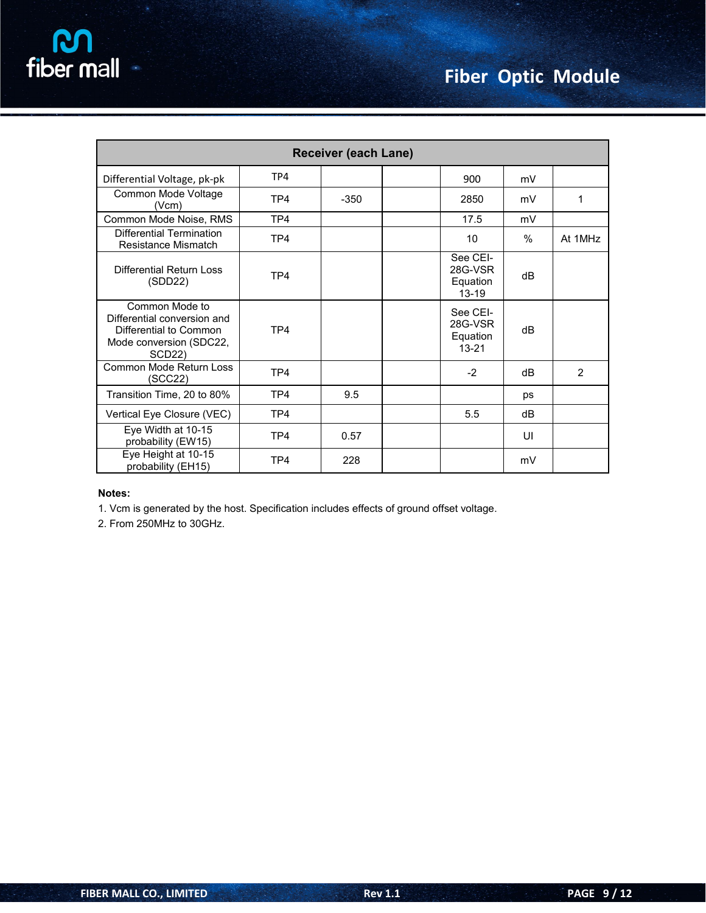| Receiver (each Lane) | | | | | | |
|---|---|---|---|---|---|---|
| Differential Voltage, pk-pk | TP4 | | | 900 | mV | |
| Common Mode Voltage (Vcm) | TP4 | -350 | | 2850 | mV | 1 |
| Common Mode Noise, RMS | TP4 | | | 17.5 | mV | |
| Differential Termination Resistance Mismatch | TP4 | | | 10 | % | At 1MHz |
| Differential Return Loss (SDD22) | TP4 | | | See CEI-28G-VSR Equation 13-19 | dB | |
| Common Mode to Differential conversion and Differential to Common Mode conversion (SDC22, SCD22) | TP4 | | | See CEI-28G-VSR Equation 13-21 | dB | |
| Common Mode Return Loss (SCC22) | TP4 | | | -2 | dB | 2 |
| Transition Time, 20 to 80% | TP4 | 9.5 | | | ps | |
| Vertical Eye Closure (VEC) | TP4 | | | 5.5 | dB | |
| Eye Width at 10-15 probability (EW15) | TP4 | 0.57 | | | UI | |
| Eye Height at 10-15 probability (EH15) | TP4 | 228 | | | mV | |

**Notes:**

1. Vcm is generated by the host. Specification includes effects of ground offset voltage.
2. From 250MHz to 30GHz.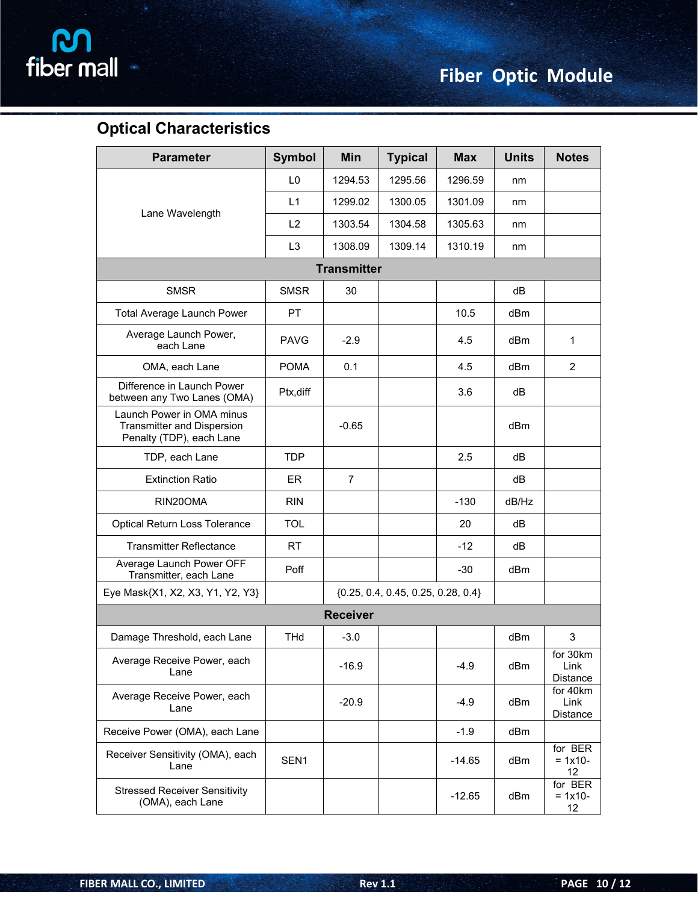## Optical Characteristics

| Parameter | Symbol | Min | Typical | Max | Units | Notes |
|---|---|---|---|---|---|---|
| Lane Wavelength | L0 | 1294.53 | 1295.56 | 1296.59 | nm | |
| | L1 | 1299.02 | 1300.05 | 1301.09 | nm | |
| | L2 | 1303.54 | 1304.58 | 1305.63 | nm | |
| | L3 | 1308.09 | 1309.14 | 1310.19 | nm | |
| **Transmitter** | | | | | | |
| SMSR | SMSR | 30 | | | dB | |
| Total Average Launch Power | PT | | | 10.5 | dBm | |
| Average Launch Power, each Lane | PAVG | -2.9 | | 4.5 | dBm | 1 |
| OMA, each Lane | POMA | 0.1 | | 4.5 | dBm | 2 |
| Difference in Launch Power between any Two Lanes (OMA) | Ptx,diff | | | 3.6 | dB | |
| Launch Power in OMA minus Transmitter and Dispersion Penalty (TDP), each Lane | | -0.65 | | | dBm | |
| TDP, each Lane | TDP | | | 2.5 | dB | |
| Extinction Ratio | ER | 7 | | | dB | |
| RIN20OMA | RIN | | | -130 | dB/Hz | |
| Optical Return Loss Tolerance | TOL | | | 20 | dB | |
| Transmitter Reflectance | RT | | | -12 | dB | |
| Average Launch Power OFF Transmitter, each Lane | Poff | | | -30 | dBm | |
| Eye Mask{X1, X2, X3, Y1, Y2, Y3} | | {0.25, 0.4, 0.45, 0.25, 0.28, 0.4} | | | | |
| **Receiver** | | | | | | |
| Damage Threshold, each Lane | THd | -3.0 | | | dBm | 3 |
| Average Receive Power, each Lane | | -16.9 | | -4.9 | dBm | for 30km Link Distance |
| Average Receive Power, each Lane | | -20.9 | | -4.9 | dBm | for 40km Link Distance |
| Receive Power (OMA), each Lane | | | | -1.9 | dBm | |
| Receiver Sensitivity (OMA), each Lane | SEN1 | | | -14.65 | dBm | for BER = 1x10-12 |
| Stressed Receiver Sensitivity (OMA), each Lane | | | | -12.65 | dBm | for BER = 1x10-12 |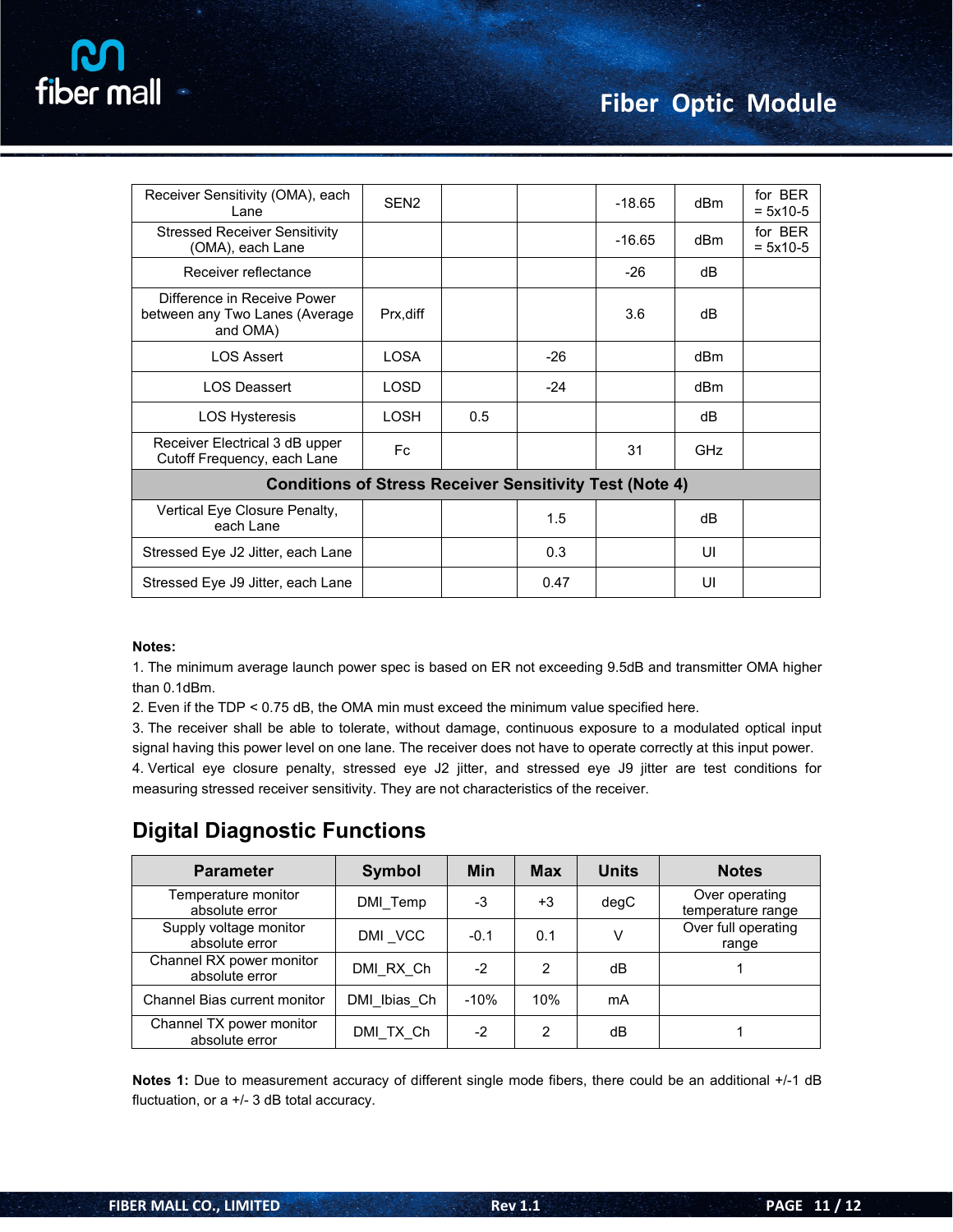| Receiver Sensitivity (OMA), each Lane | SEN2 | | | -18.65 | dBm | for BER = 5x10-5 |
|---|---|---|---|---|---|---|
| Stressed Receiver Sensitivity (OMA), each Lane | | | | -16.65 | dBm | for BER = 5x10-5 |
| Receiver reflectance | | | | -26 | dB | |
| Difference in Receive Power between any Two Lanes (Average and OMA) | Prx,diff | | | 3.6 | dB | |
| LOS Assert | LOSA | | -26 | | dBm | |
| LOS Deassert | LOSD | | -24 | | dBm | |
| LOS Hysteresis | LOSH | 0.5 | | | dB | |
| Receiver Electrical 3 dB upper Cutoff Frequency, each Lane | Fc | | | 31 | GHz | |
| **Conditions of Stress Receiver Sensitivity Test (Note 4)** | | | | | | |
| Vertical Eye Closure Penalty, each Lane | | | 1.5 | | dB | |
| Stressed Eye J2 Jitter, each Lane | | | 0.3 | | UI | |
| Stressed Eye J9 Jitter, each Lane | | | 0.47 | | UI | |

**Notes:**

1. The minimum average launch power spec is based on ER not exceeding 9.5dB and transmitter OMA higher than 0.1dBm.
2. Even if the TDP < 0.75 dB, the OMA min must exceed the minimum value specified here.
3. The receiver shall be able to tolerate, without damage, continuous exposure to a modulated optical input signal having this power level on one lane. The receiver does not have to operate correctly at this input power.
4. Vertical eye closure penalty, stressed eye J2 jitter, and stressed eye J9 jitter are test conditions for measuring stressed receiver sensitivity. They are not characteristics of the receiver.

## Digital Diagnostic Functions

| Parameter | Symbol | Min | Max | Units | Notes |
|---|---|---|---|---|---|
| Temperature monitor absolute error | DMI_Temp | -3 | +3 | degC | Over operating temperature range |
| Supply voltage monitor absolute error | DMI _VCC | -0.1 | 0.1 | V | Over full operating range |
| Channel RX power monitor absolute error | DMI_RX_Ch | -2 | 2 | dB | 1 |
| Channel Bias current monitor | DMI_Ibias_Ch | -10% | 10% | mA | |
| Channel TX power monitor absolute error | DMI_TX_Ch | -2 | 2 | dB | 1 |

**Notes 1:** Due to measurement accuracy of different single mode fibers, there could be an additional +/-1 dB fluctuation, or a +/- 3 dB total accuracy.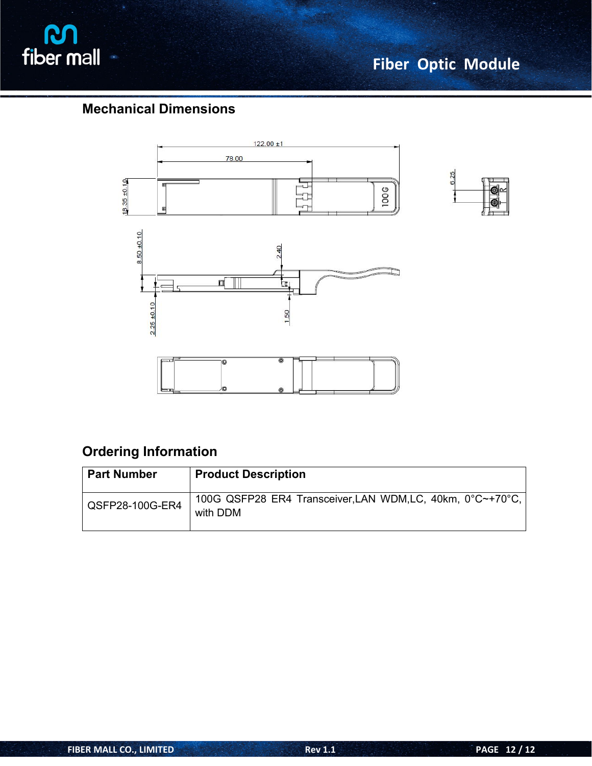## Mechanical Dimensions

122.00 ±1

78.00

18.35 ±0.10

6.25

100G

8.50 ±0.10

2.40

2.25 ±0.10

1.50

## Ordering Information

| Part Number | Product Description |
|---|---|
| QSFP28-100G-ER4 | 100G QSFP28 ER4 Transceiver,LAN WDM,LC, 40km, 0°C~+70°C, with DDM |